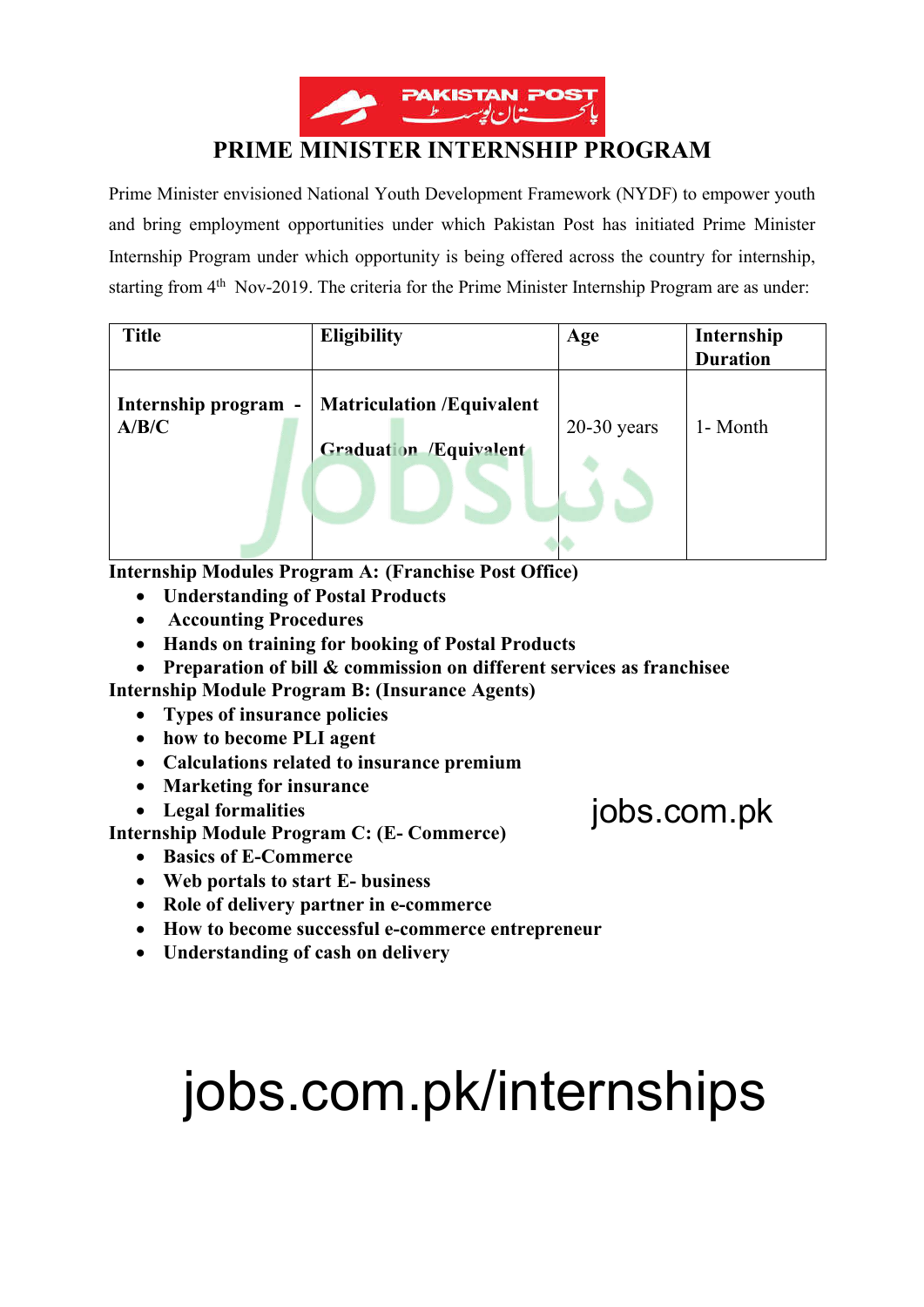PAKISTAN POST

# PRIME MINISTER INTERNSHIP PROGRAM

Prime Minister envisioned National Youth Development Framework (NYDF) to empower youth and bring employment opportunities under which Pakistan Post has initiated Prime Minister Internship Program under which opportunity is being offered across the country for internship, starting from 4th Nov-2019. The criteria for the Prime Minister Internship Program are as under:

| Title | Eligibility | Age | Internship Duration |
|---|---|---|---|
| **Internship program - A/B/C** | **Matriculation /Equivalent**<br>**Graduation /Equivalent** | 20-30 years | 1- Month |

**Internship Modules Program A: (Franchise Post Office)**

- **Understanding of Postal Products**
- **Accounting Procedures**
- **Hands on training for booking of Postal Products**
- **Preparation of bill & commission on different services as franchisee**

**Internship Module Program B: (Insurance Agents)**

- **Types of insurance policies**
- **how to become PLI agent**
- **Calculations related to insurance premium**
- **Marketing for insurance**
- **Legal formalities**

**Internship Module Program C: (E- Commerce)**

- **Basics of E-Commerce**
- **Web portals to start E- business**
- **Role of delivery partner in e-commerce**
- **How to become successful e-commerce entrepreneur**
- **Understanding of cash on delivery**

jobs.com.pk/internships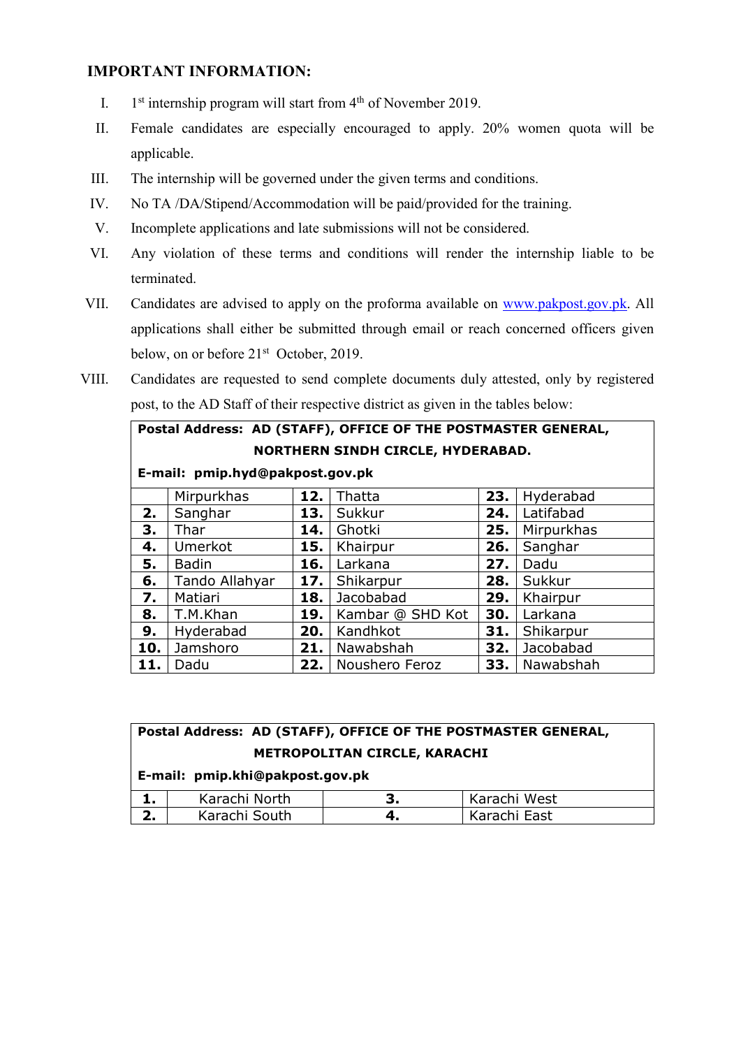## IMPORTANT INFORMATION:

I. 1st internship program will start from 4th of November 2019.

II. Female candidates are especially encouraged to apply. 20% women quota will be applicable.

III. The internship will be governed under the given terms and conditions.

IV. No TA /DA/Stipend/Accommodation will be paid/provided for the training.

V. Incomplete applications and late submissions will not be considered.

VI. Any violation of these terms and conditions will render the internship liable to be terminated.

VII. Candidates are advised to apply on the proforma available on [www.pakpost.gov.pk](http://www.pakpost.gov.pk). All applications shall either be submitted through email or reach concerned officers given below, on or before 21st October, 2019.

VIII. Candidates are requested to send complete documents duly attested, only by registered post, to the AD Staff of their respective district as given in the tables below:

**Postal Address: AD (STAFF), OFFICE OF THE POSTMASTER GENERAL, NORTHERN SINDH CIRCLE, HYDERABAD.**

**E-mail: pmip.hyd@pakpost.gov.pk**

| | | | | | |
|---|---|---|---|---|---|
| | Mirpurkhas | **12.** | Thatta | **23.** | Hyderabad |
| **2.** | Sanghar | **13.** | Sukkur | **24.** | Latifabad |
| **3.** | Thar | **14.** | Ghotki | **25.** | Mirpurkhas |
| **4.** | Umerkot | **15.** | Khairpur | **26.** | Sanghar |
| **5.** | Badin | **16.** | Larkana | **27.** | Dadu |
| **6.** | Tando Allahyar | **17.** | Shikarpur | **28.** | Sukkur |
| **7.** | Matiari | **18.** | Jacobabad | **29.** | Khairpur |
| **8.** | T.M.Khan | **19.** | Kambar @ SHD Kot | **30.** | Larkana |
| **9.** | Hyderabad | **20.** | Kandhkot | **31.** | Shikarpur |
| **10.** | Jamshoro | **21.** | Nawabshah | **32.** | Jacobabad |
| **11.** | Dadu | **22.** | Noushero Feroz | **33.** | Nawabshah |

**Postal Address: AD (STAFF), OFFICE OF THE POSTMASTER GENERAL, METROPOLITAN CIRCLE, KARACHI**

**E-mail: pmip.khi@pakpost.gov.pk**

| | | | |
|---|---|---|---|
| **1.** | Karachi North | **3.** | Karachi West |
| **2.** | Karachi South | **4.** | Karachi East |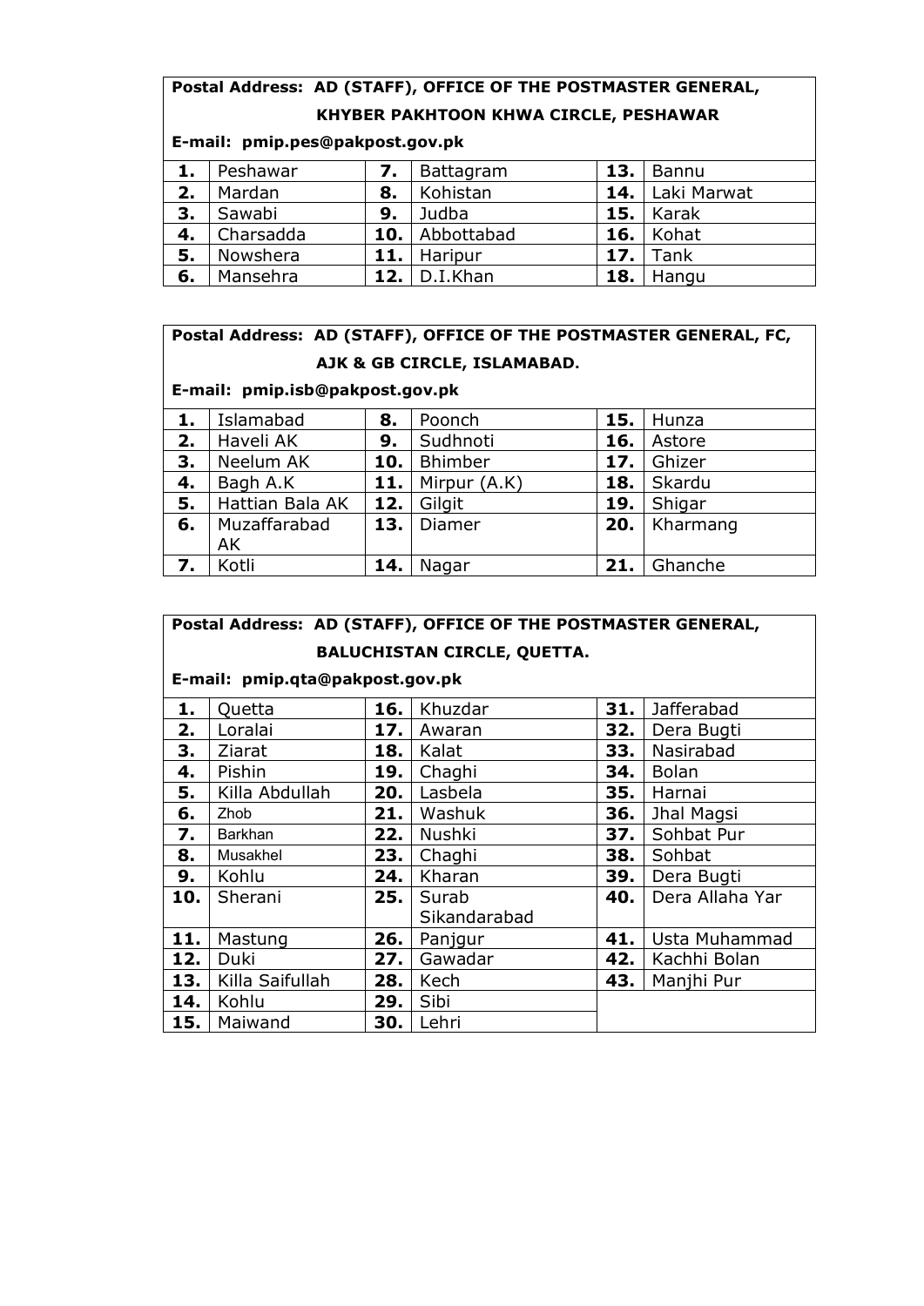**Postal Address: AD (STAFF), OFFICE OF THE POSTMASTER GENERAL, KHYBER PAKHTOON KHWA CIRCLE, PESHAWAR**

**E-mail: pmip.pes@pakpost.gov.pk**

| | | | | | |
|---|---|---|---|---|---|
| **1.** | Peshawar | **7.** | Battagram | **13.** | Bannu |
| **2.** | Mardan | **8.** | Kohistan | **14.** | Laki Marwat |
| **3.** | Sawabi | **9.** | Judba | **15.** | Karak |
| **4.** | Charsadda | **10.** | Abbottabad | **16.** | Kohat |
| **5.** | Nowshera | **11.** | Haripur | **17.** | Tank |
| **6.** | Mansehra | **12.** | D.I.Khan | **18.** | Hangu |

**Postal Address: AD (STAFF), OFFICE OF THE POSTMASTER GENERAL, FC, AJK & GB CIRCLE, ISLAMABAD.**

**E-mail: pmip.isb@pakpost.gov.pk**

| | | | | | |
|---|---|---|---|---|---|
| **1.** | Islamabad | **8.** | Poonch | **15.** | Hunza |
| **2.** | Haveli AK | **9.** | Sudhnoti | **16.** | Astore |
| **3.** | Neelum AK | **10.** | Bhimber | **17.** | Ghizer |
| **4.** | Bagh A.K | **11.** | Mirpur (A.K) | **18.** | Skardu |
| **5.** | Hattian Bala AK | **12.** | Gilgit | **19.** | Shigar |
| **6.** | Muzaffarabad AK | **13.** | Diamer | **20.** | Kharmang |
| **7.** | Kotli | **14.** | Nagar | **21.** | Ghanche |

**Postal Address: AD (STAFF), OFFICE OF THE POSTMASTER GENERAL, BALUCHISTAN CIRCLE, QUETTA.**

**E-mail: pmip.qta@pakpost.gov.pk**

| | | | | | |
|---|---|---|---|---|---|
| **1.** | Quetta | **16.** | Khuzdar | **31.** | Jafferabad |
| **2.** | Loralai | **17.** | Awaran | **32.** | Dera Bugti |
| **3.** | Ziarat | **18.** | Kalat | **33.** | Nasirabad |
| **4.** | Pishin | **19.** | Chaghi | **34.** | Bolan |
| **5.** | Killa Abdullah | **20.** | Lasbela | **35.** | Harnai |
| **6.** | Zhob | **21.** | Washuk | **36.** | Jhal Magsi |
| **7.** | Barkhan | **22.** | Nushki | **37.** | Sohbat Pur |
| **8.** | Musakhel | **23.** | Chaghi | **38.** | Sohbat |
| **9.** | Kohlu | **24.** | Kharan | **39.** | Dera Bugti |
| **10.** | Sherani | **25.** | Surab Sikandarabad | **40.** | Dera Allaha Yar |
| **11.** | Mastung | **26.** | Panjgur | **41.** | Usta Muhammad |
| **12.** | Duki | **27.** | Gawadar | **42.** | Kachhi Bolan |
| **13.** | Killa Saifullah | **28.** | Kech | **43.** | Manjhi Pur |
| **14.** | Kohlu | **29.** | Sibi | | |
| **15.** | Maiwand | **30.** | Lehri | | |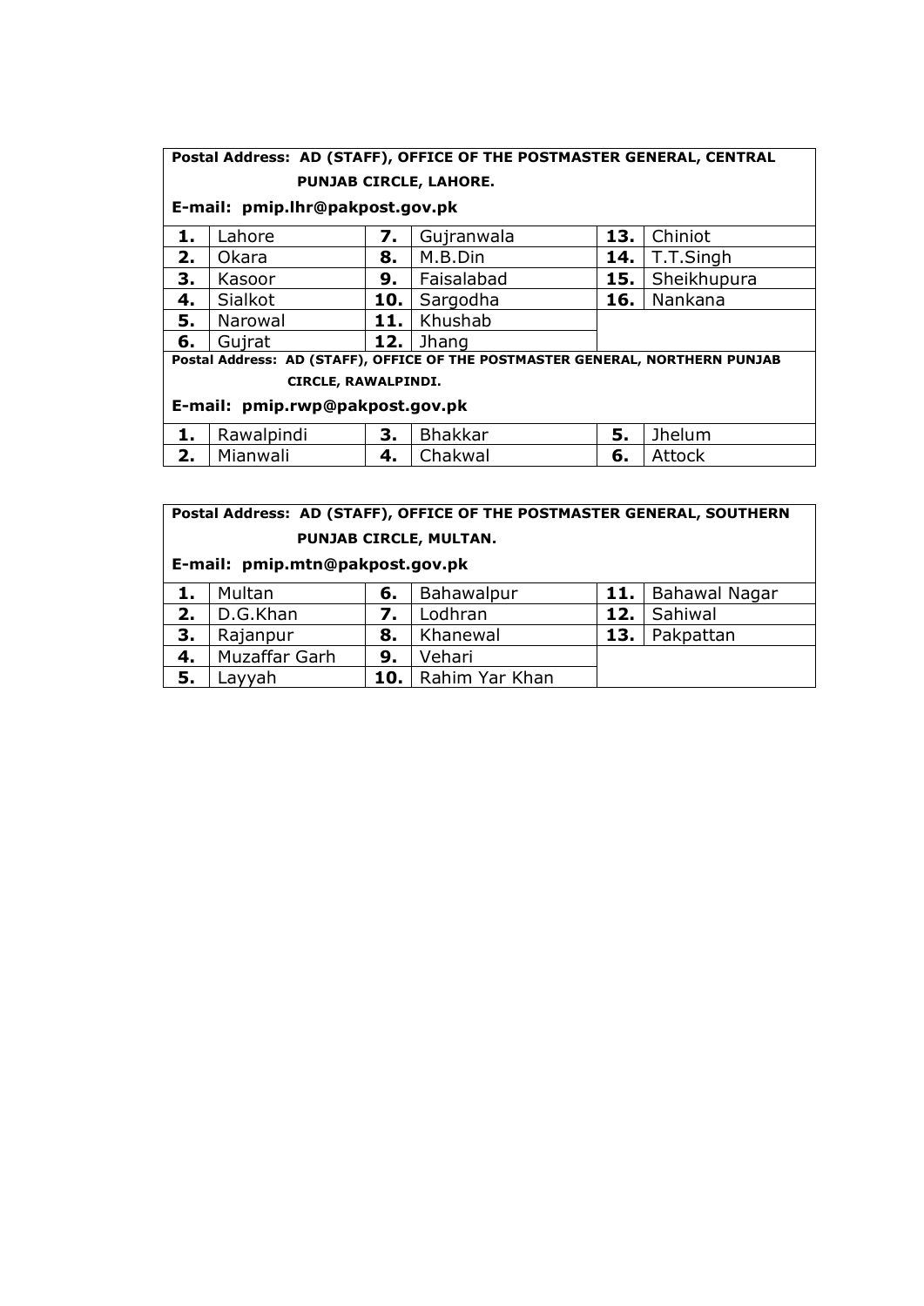**Postal Address: AD (STAFF), OFFICE OF THE POSTMASTER GENERAL, CENTRAL PUNJAB CIRCLE, LAHORE.**

**E-mail: pmip.lhr@pakpost.gov.pk**

| | | | | | |
|---|---|---|---|---|---|
| **1.** | Lahore | **7.** | Gujranwala | **13.** | Chiniot |
| **2.** | Okara | **8.** | M.B.Din | **14.** | T.T.Singh |
| **3.** | Kasoor | **9.** | Faisalabad | **15.** | Sheikhupura |
| **4.** | Sialkot | **10.** | Sargodha | **16.** | Nankana |
| **5.** | Narowal | **11.** | Khushab | | |
| **6.** | Gujrat | **12.** | Jhang | | |

**Postal Address: AD (STAFF), OFFICE OF THE POSTMASTER GENERAL, NORTHERN PUNJAB CIRCLE, RAWALPINDI.**

**E-mail: pmip.rwp@pakpost.gov.pk**

| | | | | | |
|---|---|---|---|---|---|
| **1.** | Rawalpindi | **3.** | Bhakkar | **5.** | Jhelum |
| **2.** | Mianwali | **4.** | Chakwal | **6.** | Attock |

**Postal Address: AD (STAFF), OFFICE OF THE POSTMASTER GENERAL, SOUTHERN PUNJAB CIRCLE, MULTAN.**

**E-mail: pmip.mtn@pakpost.gov.pk**

| | | | | | |
|---|---|---|---|---|---|
| **1.** | Multan | **6.** | Bahawalpur | **11.** | Bahawal Nagar |
| **2.** | D.G.Khan | **7.** | Lodhran | **12.** | Sahiwal |
| **3.** | Rajanpur | **8.** | Khanewal | **13.** | Pakpattan |
| **4.** | Muzaffar Garh | **9.** | Vehari | | |
| **5.** | Layyah | **10.** | Rahim Yar Khan | | |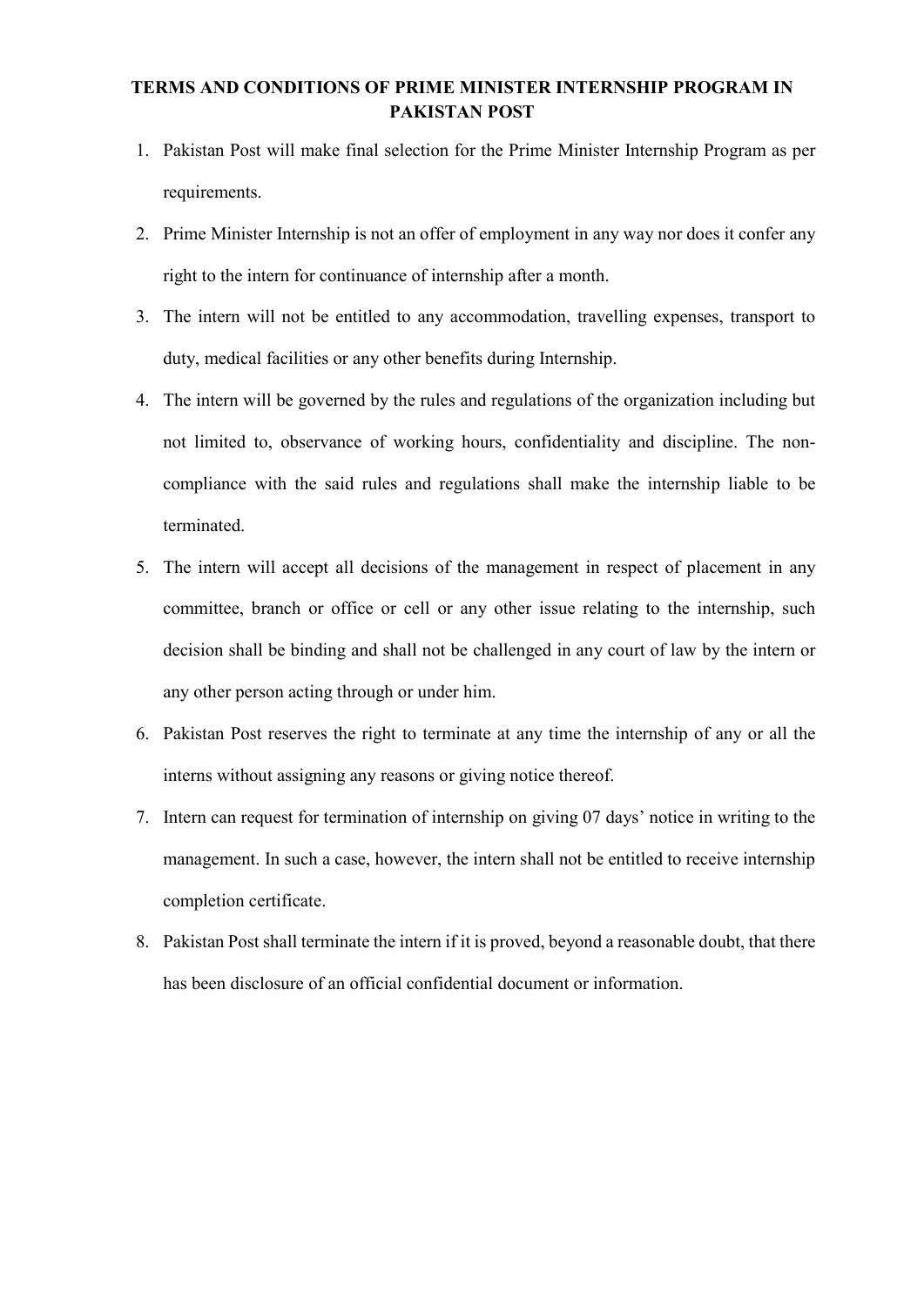## TERMS AND CONDITIONS OF PRIME MINISTER INTERNSHIP PROGRAM IN PAKISTAN POST

1. Pakistan Post will make final selection for the Prime Minister Internship Program as per requirements.
2. Prime Minister Internship is not an offer of employment in any way nor does it confer any right to the intern for continuance of internship after a month.
3. The intern will not be entitled to any accommodation, travelling expenses, transport to duty, medical facilities or any other benefits during Internship.
4. The intern will be governed by the rules and regulations of the organization including but not limited to, observance of working hours, confidentiality and discipline. The non-compliance with the said rules and regulations shall make the internship liable to be terminated.
5. The intern will accept all decisions of the management in respect of placement in any committee, branch or office or cell or any other issue relating to the internship, such decision shall be binding and shall not be challenged in any court of law by the intern or any other person acting through or under him.
6. Pakistan Post reserves the right to terminate at any time the internship of any or all the interns without assigning any reasons or giving notice thereof.
7. Intern can request for termination of internship on giving 07 days' notice in writing to the management. In such a case, however, the intern shall not be entitled to receive internship completion certificate.
8. Pakistan Post shall terminate the intern if it is proved, beyond a reasonable doubt, that there has been disclosure of an official confidential document or information.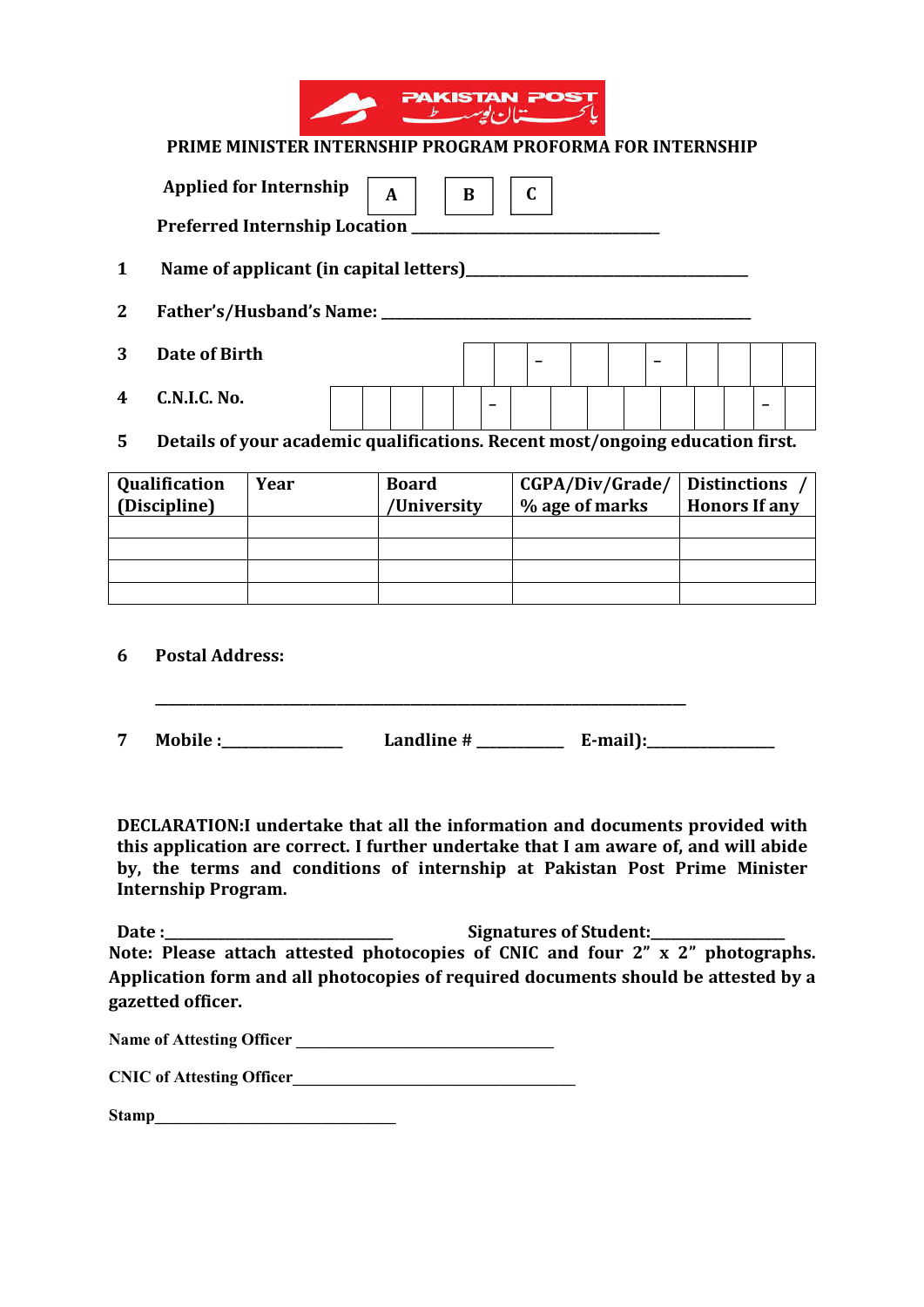PAKISTAN POST

پاکستان پوسٹ

**PRIME MINISTER INTERNSHIP PROGRAM PROFORMA FOR INTERNSHIP**

**Applied for Internship** [ A ] [ B ] [ C ]

**Preferred Internship Location** ______________________________

1 **Name of applicant (in capital letters)**______________________________

2 **Father's/Husband's Name:** ________________________________________

3 **Date of Birth** [ ][ ] – [ ][ ] – [ ][ ][ ][ ]

4 **C.N.I.C. No.** [ ][ ][ ][ ][ ] – [ ][ ][ ][ ][ ][ ][ ] – [ ]

5 **Details of your academic qualifications. Recent most/ongoing education first.**

| Qualification (Discipline) | Year | Board /University | CGPA/Div/Grade/ % age of marks | Distinctions / Honors If any |
|---|---|---|---|---|
| | | | | |
| | | | | |
| | | | | |
| | | | | |

6 **Postal Address:**

______________________________________________________________

7 **Mobile :**______________ **Landline #** __________ **E-mail):**______________

**DECLARATION:I undertake that all the information and documents provided with this application are correct. I further undertake that I am aware of, and will abide by, the terms and conditions of internship at Pakistan Post Prime Minister Internship Program.**

**Date :**__________________________ **Signatures of Student:**______________

**Note: Please attach attested photocopies of CNIC and four 2" x 2" photographs. Application form and all photocopies of required documents should be attested by a gazetted officer.**

**Name of Attesting Officer** ______________________________

**CNIC of Attesting Officer**__________________________________

**Stamp**______________________________